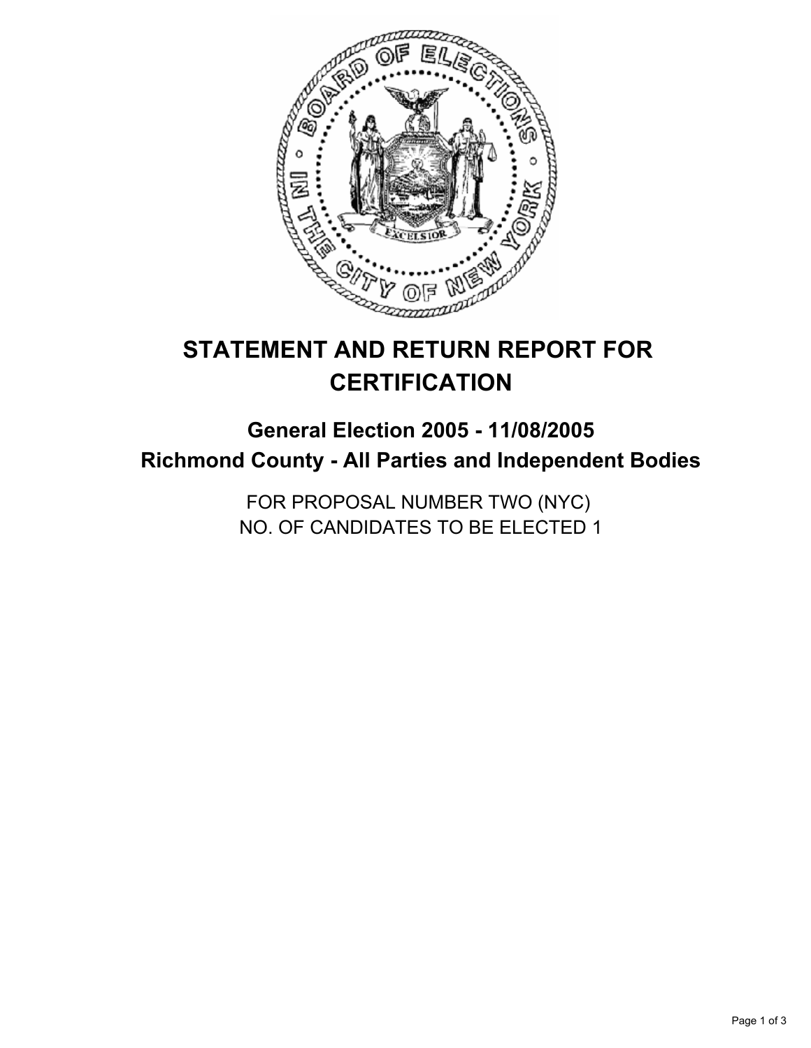# STATEMENT AND RETURN REPORT FOR CERTIFICATION

## General Election 2005 - 11/08/2005

## Richmond County - All Parties and Independent Bodies

FOR PROPOSAL NUMBER TWO (NYC)
NO. OF CANDIDATES TO BE ELECTED 1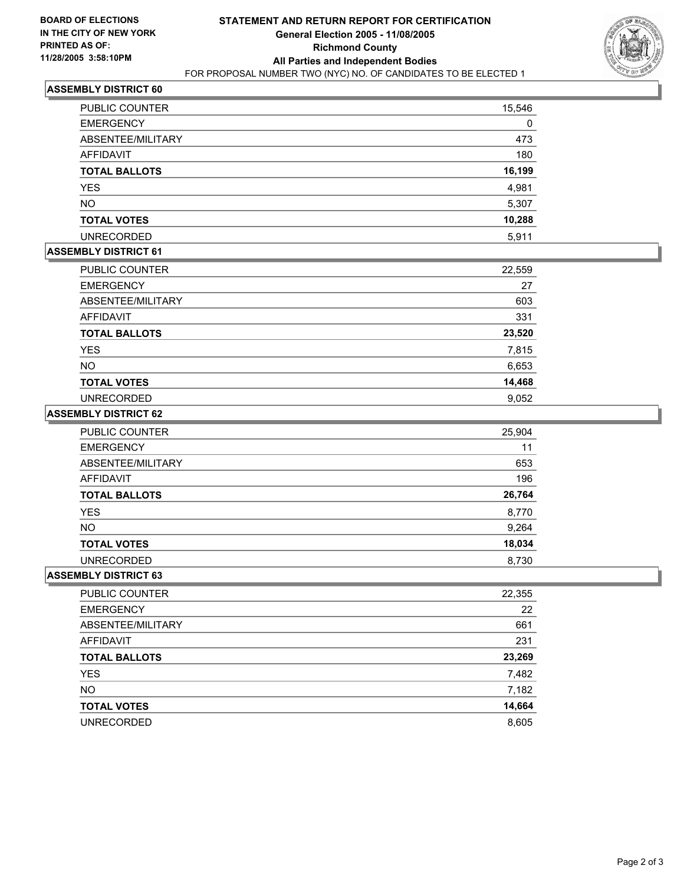**BOARD OF ELECTIONS IN THE CITY OF NEW YORK PRINTED AS OF: 11/28/2005 3:58:10PM**

# STATEMENT AND RETURN REPORT FOR CERTIFICATION
## General Election 2005 - 11/08/2005
## Richmond County
## All Parties and Independent Bodies
FOR PROPOSAL NUMBER TWO (NYC) NO. OF CANDIDATES TO BE ELECTED 1

### ASSEMBLY DISTRICT 60

| | |
|---|---|
| PUBLIC COUNTER | 15,546 |
| EMERGENCY | 0 |
| ABSENTEE/MILITARY | 473 |
| AFFIDAVIT | 180 |
| **TOTAL BALLOTS** | **16,199** |
| YES | 4,981 |
| NO | 5,307 |
| **TOTAL VOTES** | **10,288** |
| UNRECORDED | 5,911 |

### ASSEMBLY DISTRICT 61

| | |
|---|---|
| PUBLIC COUNTER | 22,559 |
| EMERGENCY | 27 |
| ABSENTEE/MILITARY | 603 |
| AFFIDAVIT | 331 |
| **TOTAL BALLOTS** | **23,520** |
| YES | 7,815 |
| NO | 6,653 |
| **TOTAL VOTES** | **14,468** |
| UNRECORDED | 9,052 |

### ASSEMBLY DISTRICT 62

| | |
|---|---|
| PUBLIC COUNTER | 25,904 |
| EMERGENCY | 11 |
| ABSENTEE/MILITARY | 653 |
| AFFIDAVIT | 196 |
| **TOTAL BALLOTS** | **26,764** |
| YES | 8,770 |
| NO | 9,264 |
| **TOTAL VOTES** | **18,034** |
| UNRECORDED | 8,730 |

### ASSEMBLY DISTRICT 63

| | |
|---|---|
| PUBLIC COUNTER | 22,355 |
| EMERGENCY | 22 |
| ABSENTEE/MILITARY | 661 |
| AFFIDAVIT | 231 |
| **TOTAL BALLOTS** | **23,269** |
| YES | 7,482 |
| NO | 7,182 |
| **TOTAL VOTES** | **14,664** |
| UNRECORDED | 8,605 |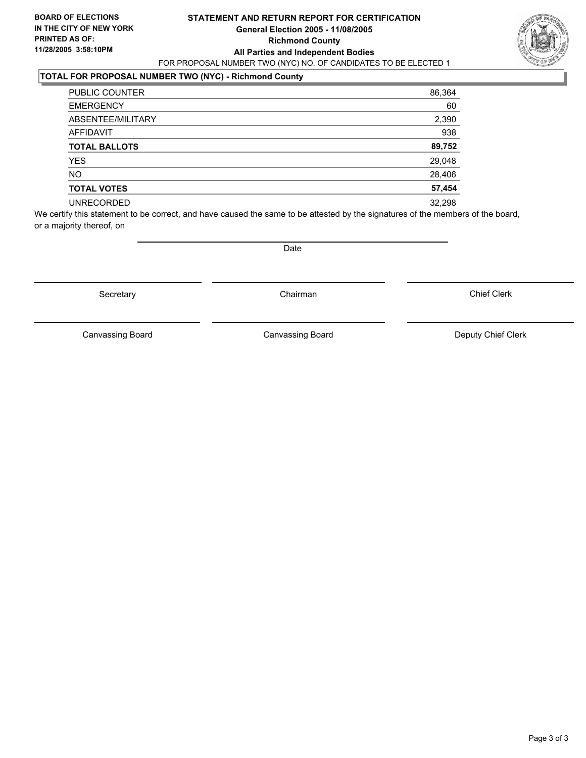**BOARD OF ELECTIONS IN THE CITY OF NEW YORK**
**PRINTED AS OF:**
**11/28/2005 3:58:10PM**

**STATEMENT AND RETURN REPORT FOR CERTIFICATION**
**General Election 2005 - 11/08/2005**
**Richmond County**
**All Parties and Independent Bodies**
FOR PROPOSAL NUMBER TWO (NYC) NO. OF CANDIDATES TO BE ELECTED 1

**TOTAL FOR PROPOSAL NUMBER TWO (NYC) - Richmond County**

| | |
|---|---|
| PUBLIC COUNTER | 86,364 |
| EMERGENCY | 60 |
| ABSENTEE/MILITARY | 2,390 |
| AFFIDAVIT | 938 |
| **TOTAL BALLOTS** | **89,752** |
| YES | 29,048 |
| NO | 28,406 |
| **TOTAL VOTES** | **57,454** |
| UNRECORDED | 32,298 |

We certify this statement to be correct, and have caused the same to be attested by the signatures of the members of the board, or a majority thereof, on

Date

Secretary

Chairman

Chief Clerk

Canvassing Board

Canvassing Board

Deputy Chief Clerk